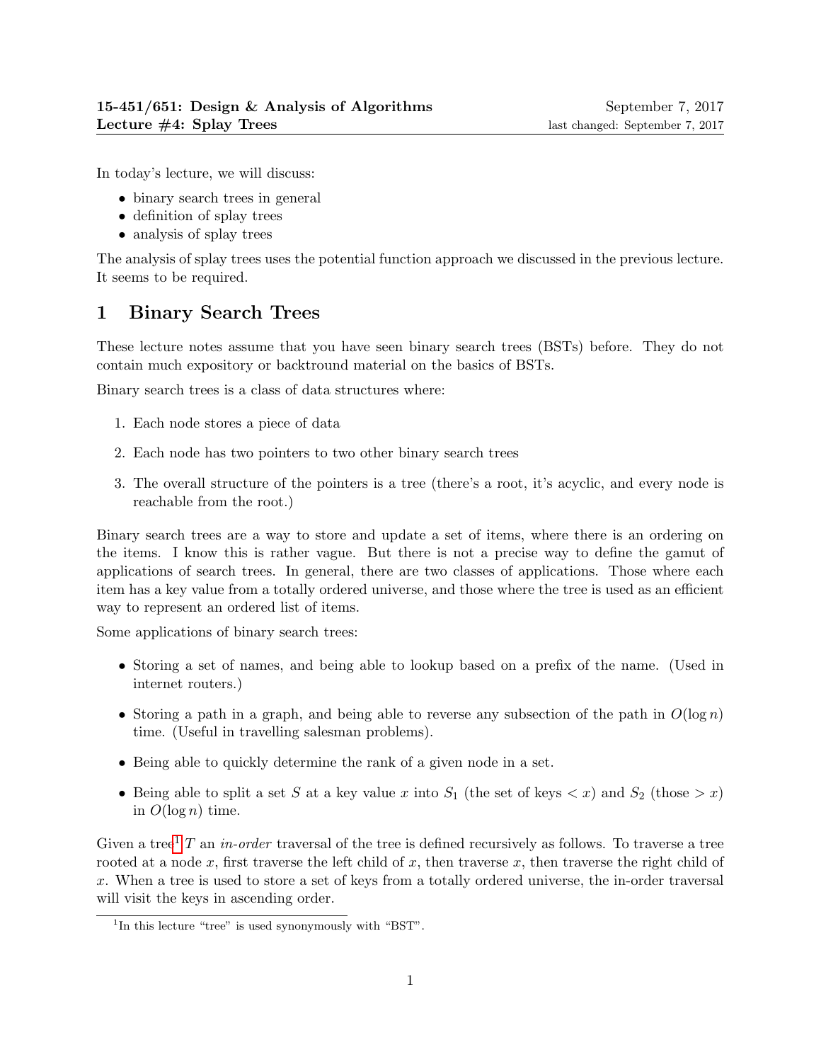**15-451/651: Design & Analysis of Algorithms** September 7, 2017
**Lecture #4: Splay Trees** last changed: September 7, 2017

In today's lecture, we will discuss:

- binary search trees in general
- definition of splay trees
- analysis of splay trees

The analysis of splay trees uses the potential function approach we discussed in the previous lecture. It seems to be required.

# 1 Binary Search Trees

These lecture notes assume that you have seen binary search trees (BSTs) before. They do not contain much expository or backtround material on the basics of BSTs.

Binary search trees is a class of data structures where:

1. Each node stores a piece of data
2. Each node has two pointers to two other binary search trees
3. The overall structure of the pointers is a tree (there's a root, it's acyclic, and every node is reachable from the root.)

Binary search trees are a way to store and update a set of items, where there is an ordering on the items. I know this is rather vague. But there is not a precise way to define the gamut of applications of search trees. In general, there are two classes of applications. Those where each item has a key value from a totally ordered universe, and those where the tree is used as an efficient way to represent an ordered list of items.

Some applications of binary search trees:

- Storing a set of names, and being able to lookup based on a prefix of the name. (Used in internet routers.)
- Storing a path in a graph, and being able to reverse any subsection of the path in $O(\log n)$ time. (Useful in travelling salesman problems).
- Being able to quickly determine the rank of a given node in a set.
- Being able to split a set $S$ at a key value $x$ into $S_1$ (the set of keys $< x$) and $S_2$ (those $> x$) in $O(\log n)$ time.

Given a tree[1] $T$ an *in-order* traversal of the tree is defined recursively as follows. To traverse a tree rooted at a node $x$, first traverse the left child of $x$, then traverse $x$, then traverse the right child of $x$. When a tree is used to store a set of keys from a totally ordered universe, the in-order traversal will visit the keys in ascending order.

[1] In this lecture "tree" is used synonymously with "BST".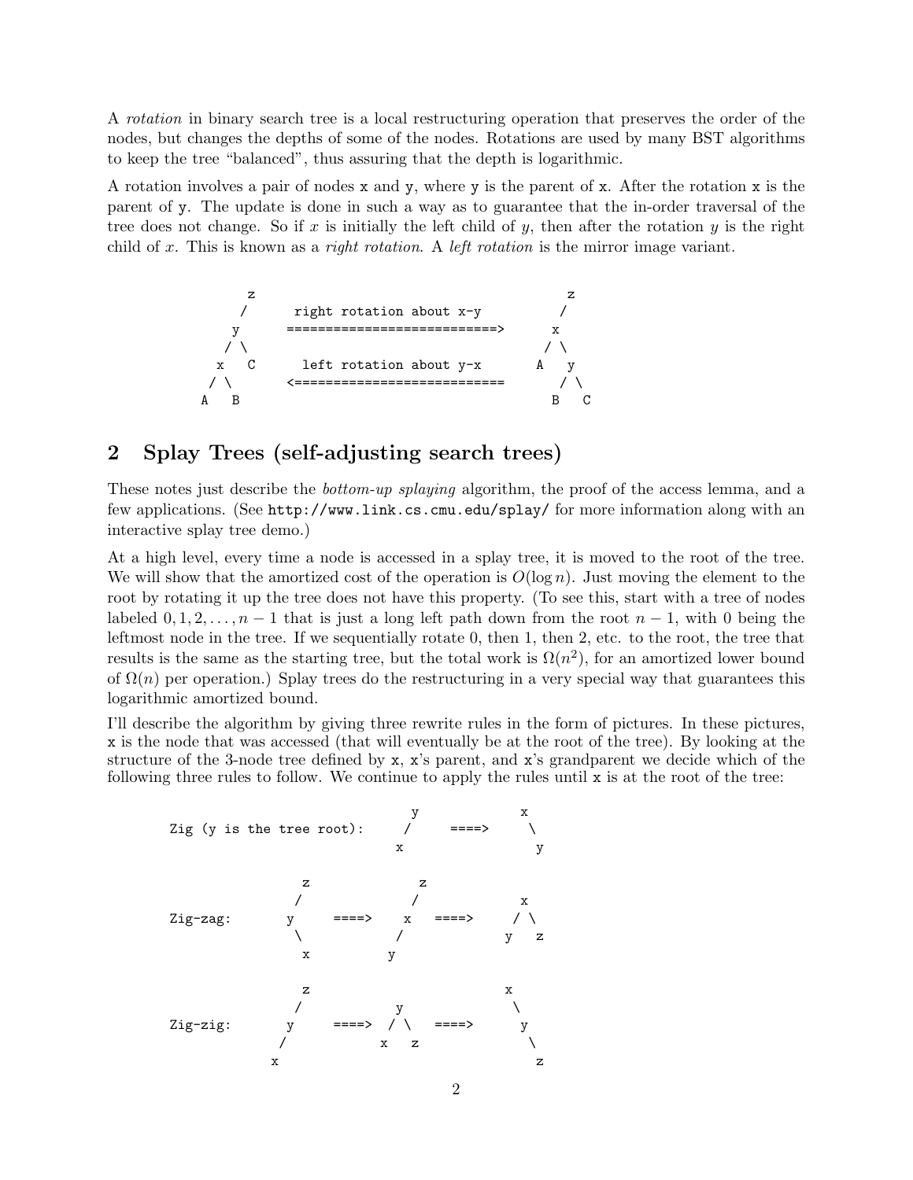A *rotation* in binary search tree is a local restructuring operation that preserves the order of the nodes, but changes the depths of some of the nodes. Rotations are used by many BST algorithms to keep the tree "balanced", thus assuring that the depth is logarithmic.

A rotation involves a pair of nodes `x` and `y`, where `y` is the parent of `x`. After the rotation `x` is the parent of `y`. The update is done in such a way as to guarantee that the in-order traversal of the tree does not change. So if $x$ is initially the left child of $y$, then after the rotation $y$ is the right child of $x$. This is known as a *right rotation*. A *left rotation* is the mirror image variant.

```
        z                                         z
       /      right rotation about x-y           /
      y      ===========================>       x
     / \                                       / \
    x   C      left rotation about y-x        A   y
   / \       <===========================        / \
  A   B                                         B   C
```

## 2 Splay Trees (self-adjusting search trees)

These notes just describe the *bottom-up splaying* algorithm, the proof of the access lemma, and a few applications. (See `http://www.link.cs.cmu.edu/splay/` for more information along with an interactive splay tree demo.)

At a high level, every time a node is accessed in a splay tree, it is moved to the root of the tree. We will show that the amortized cost of the operation is $O(\log n)$. Just moving the element to the root by rotating it up the tree does not have this property. (To see this, start with a tree of nodes labeled $0, 1, 2, \ldots, n-1$ that is just a long left path down from the root $n-1$, with 0 being the leftmost node in the tree. If we sequentially rotate 0, then 1, then 2, etc. to the root, the tree that results is the same as the starting tree, but the total work is $\Omega(n^2)$, for an amortized lower bound of $\Omega(n)$ per operation.) Splay trees do the restructuring in a very special way that guarantees this logarithmic amortized bound.

I'll describe the algorithm by giving three rewrite rules in the form of pictures. In these pictures, `x` is the node that was accessed (that will eventually be at the root of the tree). By looking at the structure of the 3-node tree defined by `x`, `x`'s parent, and `x`'s grandparent we decide which of the following three rules to follow. We continue to apply the rules until `x` is at the root of the tree:

```
                                   y              x
Zig (y is the tree root):         /     ====>      \
                                 x                  y

                  z            z
                 /            /              x
Zig-zag:        y     ====>  x    ====>     / \
                 \          /              y   z
                  x        y

                  z                        x
                 /            y             \
Zig-zig:        y     ====>  / \   ====>     y
               /            x   z             \
              x                                z
```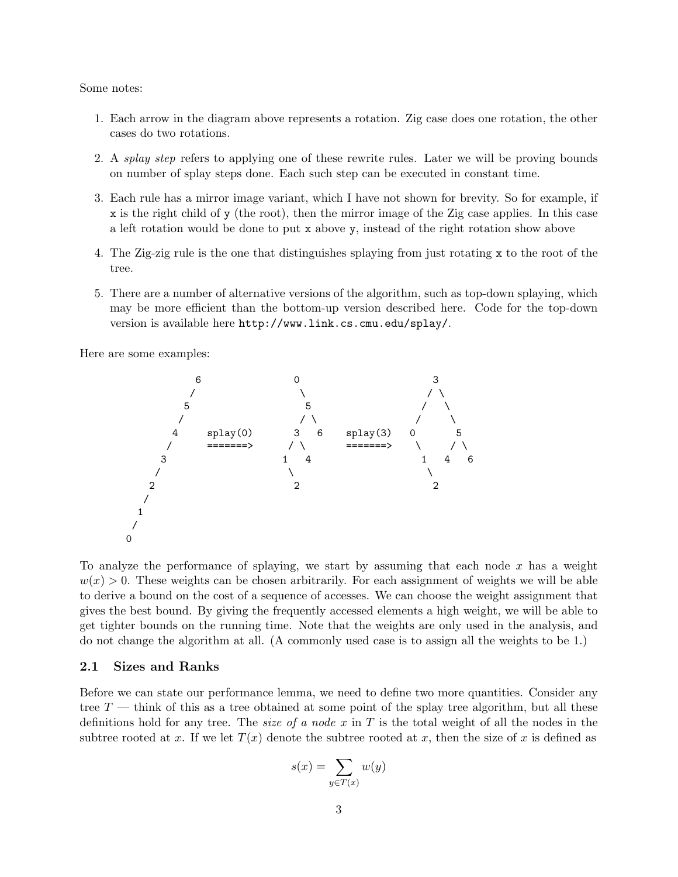Some notes:

1. Each arrow in the diagram above represents a rotation. Zig case does one rotation, the other cases do two rotations.
2. A *splay step* refers to applying one of these rewrite rules. Later we will be proving bounds on number of splay steps done. Each such step can be executed in constant time.
3. Each rule has a mirror image variant, which I have not shown for brevity. So for example, if `x` is the right child of `y` (the root), then the mirror image of the Zig case applies. In this case a left rotation would be done to put `x` above `y`, instead of the right rotation show above
4. The Zig-zig rule is the one that distinguishes splaying from just rotating `x` to the root of the tree.
5. There are a number of alternative versions of the algorithm, such as top-down splaying, which may be more efficient than the bottom-up version described here. Code for the top-down version is available here `http://www.link.cs.cmu.edu/splay/`.

Here are some examples:

```
              6                 0                        3
             /                   \                      / \
            5                     5                    /   \
           /                     / \                  /     \
          4      splay(0)       3   6    splay(3)    0       5
         /       =======>      / \       =======>     \     / \
        3                     1   4                    1   4   6
       /                       \                        \
      2                         2                        2
     /
    1
   /
  0
```

To analyze the performance of splaying, we start by assuming that each node $x$ has a weight $w(x) > 0$. These weights can be chosen arbitrarily. For each assignment of weights we will be able to derive a bound on the cost of a sequence of accesses. We can choose the weight assignment that gives the best bound. By giving the frequently accessed elements a high weight, we will be able to get tighter bounds on the running time. Note that the weights are only used in the analysis, and do not change the algorithm at all. (A commonly used case is to assign all the weights to be 1.)

### 2.1 Sizes and Ranks

Before we can state our performance lemma, we need to define two more quantities. Consider any tree $T$ — think of this as a tree obtained at some point of the splay tree algorithm, but all these definitions hold for any tree. The *size of a node* $x$ in $T$ is the total weight of all the nodes in the subtree rooted at $x$. If we let $T(x)$ denote the subtree rooted at $x$, then the size of $x$ is defined as

$$s(x) = \sum_{y \in T(x)} w(y)$$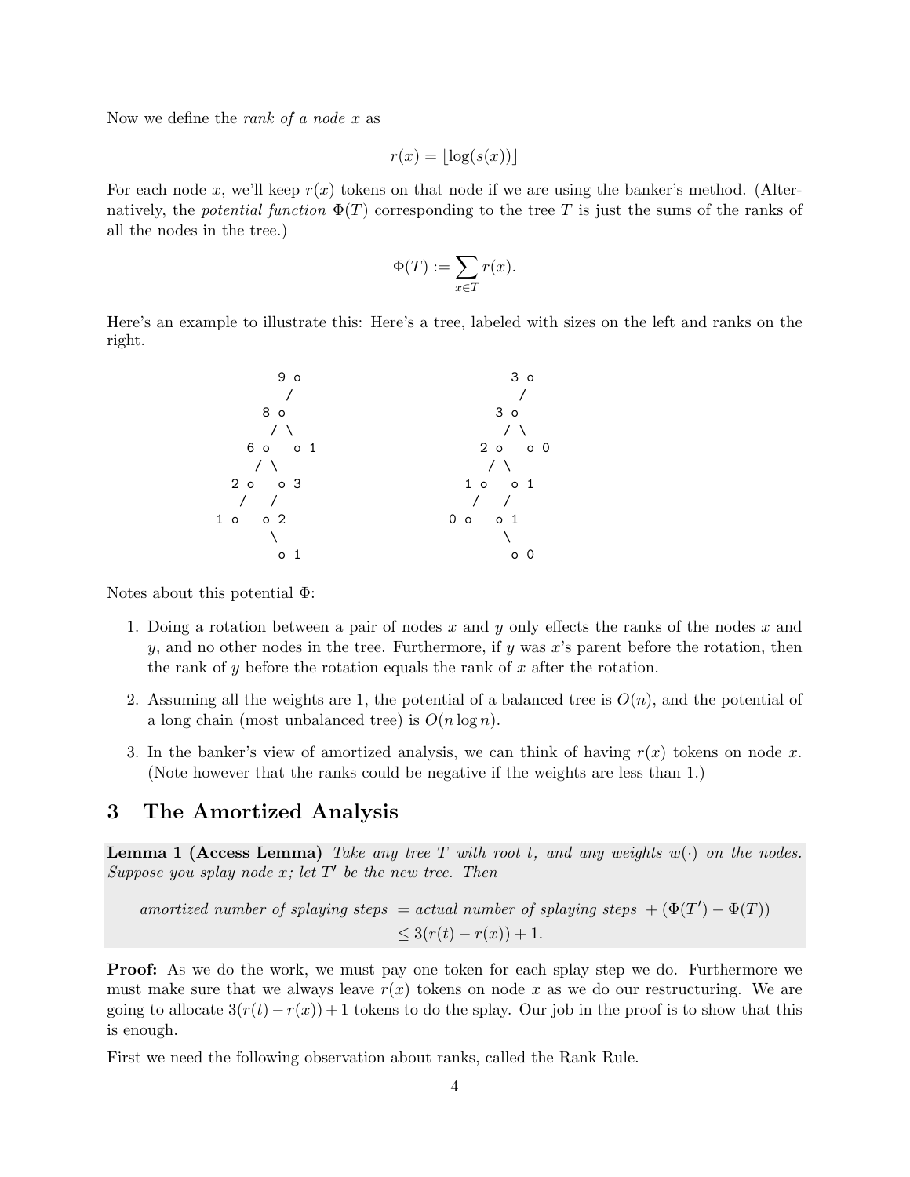Now we define the *rank of a node x* as

$$r(x) = \lfloor \log(s(x)) \rfloor$$

For each node $x$, we'll keep $r(x)$ tokens on that node if we are using the banker's method. (Alternatively, the *potential function* $\Phi(T)$ corresponding to the tree $T$ is just the sums of the ranks of all the nodes in the tree.)

$$\Phi(T) := \sum_{x \in T} r(x).$$

Here's an example to illustrate this: Here's a tree, labeled with sizes on the left and ranks on the right.

```
          9 o                        3 o
           /                          /
        8 o                        3 o
         / \                        / \
      6 o   o 1                  2 o   o 0
       / \                        / \
    2 o   o 3                  1 o   o 1
     /   /                      /   /
  1 o   o 2                  0 o   o 1
         \                          \
          o 1                        o 0
```

Notes about this potential $\Phi$:

1. Doing a rotation between a pair of nodes $x$ and $y$ only effects the ranks of the nodes $x$ and $y$, and no other nodes in the tree. Furthermore, if $y$ was $x$'s parent before the rotation, then the rank of $y$ before the rotation equals the rank of $x$ after the rotation.
2. Assuming all the weights are 1, the potential of a balanced tree is $O(n)$, and the potential of a long chain (most unbalanced tree) is $O(n \log n)$.
3. In the banker's view of amortized analysis, we can think of having $r(x)$ tokens on node $x$. (Note however that the ranks could be negative if the weights are less than 1.)

## 3 The Amortized Analysis

**Lemma 1 (Access Lemma)** *Take any tree $T$ with root $t$, and any weights $w(\cdot)$ on the nodes. Suppose you splay node $x$; let $T'$ be the new tree. Then*

$$\begin{aligned} \textit{amortized number of splaying steps } &= \textit{actual number of splaying steps } + (\Phi(T') - \Phi(T)) \\ &\leq 3(r(t) - r(x)) + 1. \end{aligned}$$

**Proof:** As we do the work, we must pay one token for each splay step we do. Furthermore we must make sure that we always leave $r(x)$ tokens on node $x$ as we do our restructuring. We are going to allocate $3(r(t) - r(x)) + 1$ tokens to do the splay. Our job in the proof is to show that this is enough.

First we need the following observation about ranks, called the Rank Rule.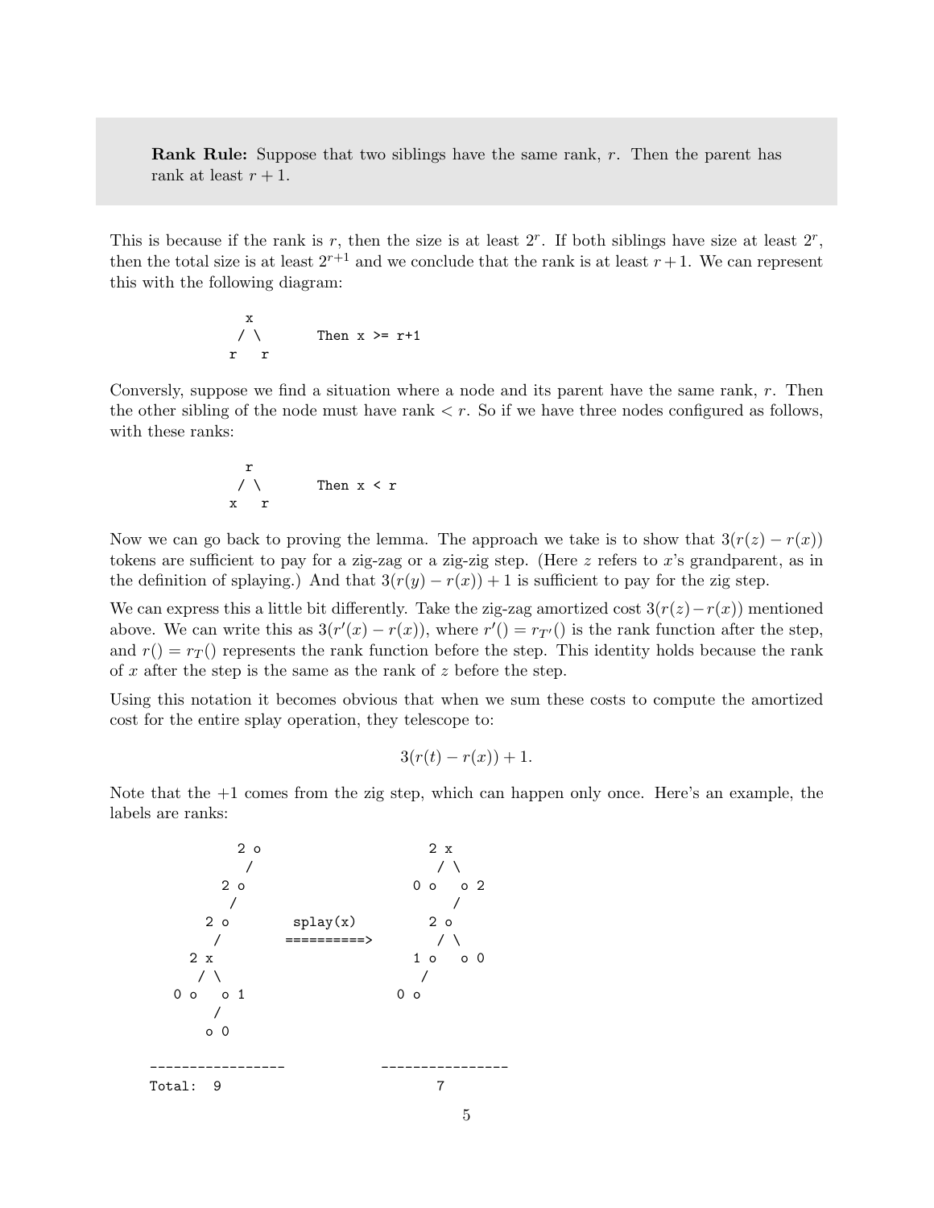**Rank Rule:** Suppose that two siblings have the same rank, $r$. Then the parent has rank at least $r + 1$.

This is because if the rank is $r$, then the size is at least $2^r$. If both siblings have size at least $2^r$, then the total size is at least $2^{r+1}$ and we conclude that the rank is at least $r+1$. We can represent this with the following diagram:

```
   x
  / \       Then x >= r+1
 r   r
```

Conversly, suppose we find a situation where a node and its parent have the same rank, $r$. Then the other sibling of the node must have rank $< r$. So if we have three nodes configured as follows, with these ranks:

```
   r
  / \       Then x < r
 x   r
```

Now we can go back to proving the lemma. The approach we take is to show that $3(r(z) - r(x))$ tokens are sufficient to pay for a zig-zag or a zig-zig step. (Here $z$ refers to $x$'s grandparent, as in the definition of splaying.) And that $3(r(y) - r(x)) + 1$ is sufficient to pay for the zig step.

We can express this a little bit differently. Take the zig-zag amortized cost $3(r(z) - r(x))$ mentioned above. We can write this as $3(r'(x) - r(x))$, where $r'() = r_{T'}()$ is the rank function after the step, and $r() = r_T()$ represents the rank function before the step. This identity holds because the rank of $x$ after the step is the same as the rank of $z$ before the step.

Using this notation it becomes obvious that when we sum these costs to compute the amortized cost for the entire splay operation, they telescope to:

$$3(r(t) - r(x)) + 1.$$

Note that the +1 comes from the zig step, which can happen only once. Here's an example, the labels are ranks:

```
          2 o                     2 x
           /                      / \
        2 o                    0 o   o 2
         /                          /
      2 o        splay(x)        2 o
       /        ==========>      / \
    2 x                       1 o   o 0
     / \                       /
  0 o   o 1                 0 o
       /
      o 0

-----------------         ----------------
Total:  9                        7
```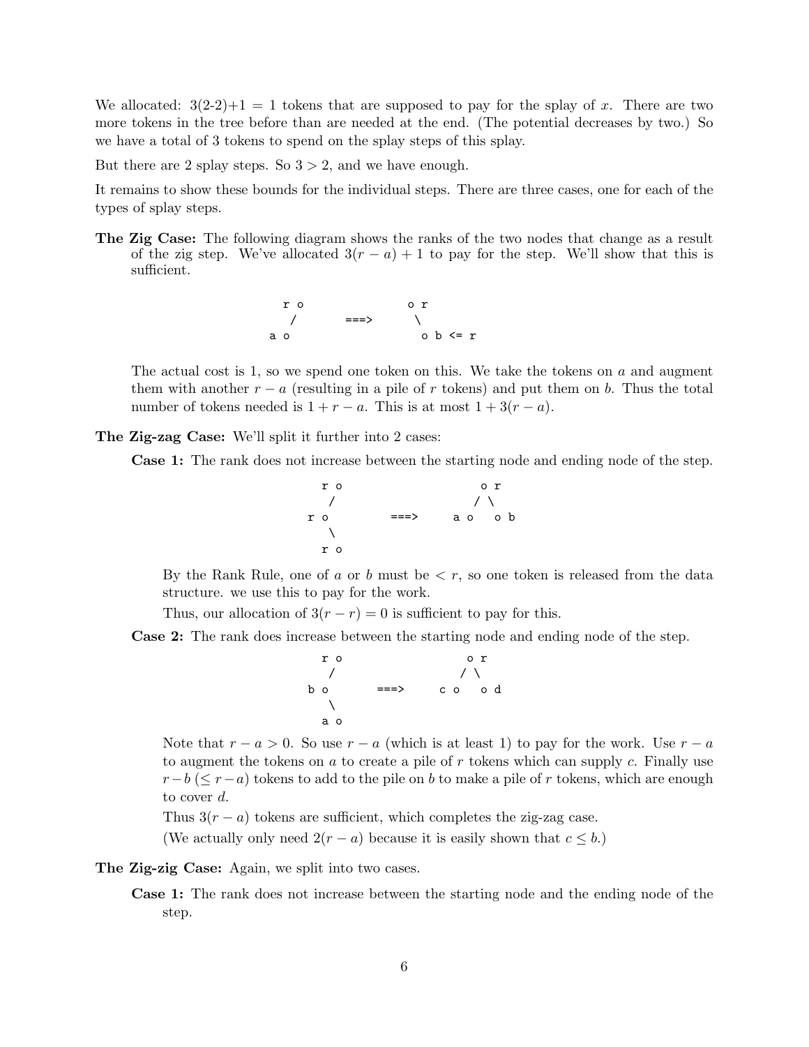We allocated: 3(2-2)+1 = 1 tokens that are supposed to pay for the splay of $x$. There are two more tokens in the tree before than are needed at the end. (The potential decreases by two.) So we have a total of 3 tokens to spend on the splay steps of this splay.

But there are 2 splay steps. So $3 > 2$, and we have enough.

It remains to show these bounds for the individual steps. There are three cases, one for each of the types of splay steps.

**The Zig Case:** The following diagram shows the ranks of the two nodes that change as a result of the zig step. We've allocated $3(r - a) + 1$ to pay for the step. We'll show that this is sufficient.

```
   r o              o r
    /      ===>      \
  a o                 o b <= r
```

The actual cost is 1, so we spend one token on this. We take the tokens on $a$ and augment them with another $r - a$ (resulting in a pile of $r$ tokens) and put them on $b$. Thus the total number of tokens needed is $1 + r - a$. This is at most $1 + 3(r - a)$.

**The Zig-zag Case:** We'll split it further into 2 cases:

**Case 1:** The rank does not increase between the starting node and ending node of the step.

```
   r o                   o r
    /                   / \
  r o        ===>     a o   o b
     \
     r o
```

By the Rank Rule, one of $a$ or $b$ must be $< r$, so one token is released from the data structure. we use this to pay for the work.

Thus, our allocation of $3(r - r) = 0$ is sufficient to pay for this.

**Case 2:** The rank does increase between the starting node and ending node of the step.

```
   r o                 o r
    /                 / \
  b o       ===>    c o   o d
     \
     a o
```

Note that $r - a > 0$. So use $r - a$ (which is at least 1) to pay for the work. Use $r - a$ to augment the tokens on $a$ to create a pile of $r$ tokens which can supply $c$. Finally use $r - b$ ($\leq r - a$) tokens to add to the pile on $b$ to make a pile of $r$ tokens, which are enough to cover $d$.

Thus $3(r - a)$ tokens are sufficient, which completes the zig-zag case.

(We actually only need $2(r - a)$ because it is easily shown that $c \leq b$.)

**The Zig-zig Case:** Again, we split into two cases.

**Case 1:** The rank does not increase between the starting node and the ending node of the step.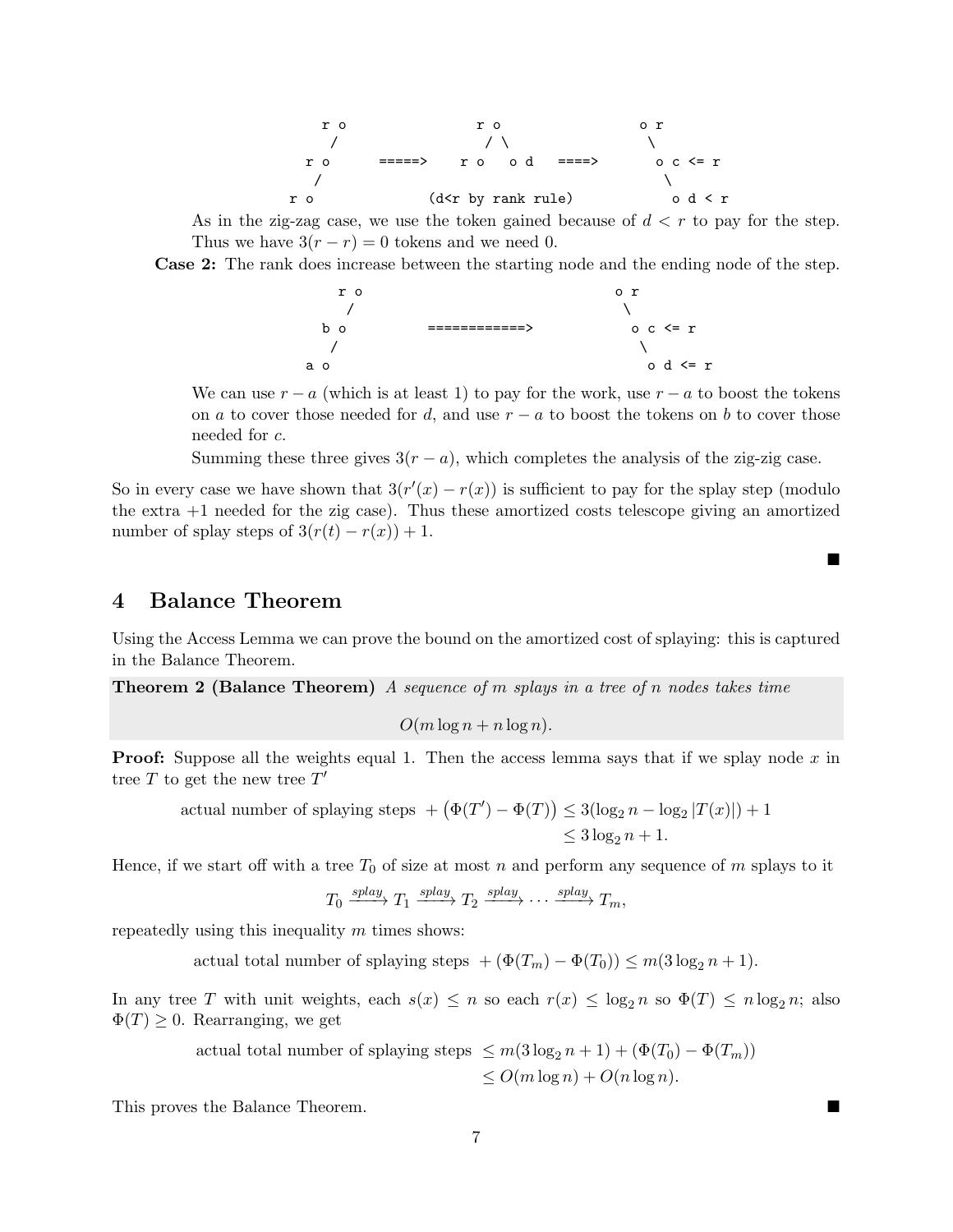```
          r o                r o                  o r
           /                 / \                    \
         r o      =====>   r o   o d   ====>         o c <= r
          /                                            \
       r o             (d<r by rank rule)               o d < r
```

As in the zig-zag case, we use the token gained because of $d < r$ to pay for the step. Thus we have $3(r - r) = 0$ tokens and we need 0.

**Case 2:** The rank does increase between the starting node and the ending node of the step.

```
          r o                                  o r
           /                                     \
         b o         ============>                o c <= r
          /                                         \
       a o                                           o d <= r
```

We can use $r - a$ (which is at least 1) to pay for the work, use $r - a$ to boost the tokens on $a$ to cover those needed for $d$, and use $r - a$ to boost the tokens on $b$ to cover those needed for $c$.

Summing these three gives $3(r - a)$, which completes the analysis of the zig-zig case.

So in every case we have shown that $3(r'(x) - r(x))$ is sufficient to pay for the splay step (modulo the extra $+1$ needed for the zig case). Thus these amortized costs telescope giving an amortized number of splay steps of $3(r(t) - r(x)) + 1$.

∎

# 4 Balance Theorem

Using the Access Lemma we can prove the bound on the amortized cost of splaying: this is captured in the Balance Theorem.

**Theorem 2 (Balance Theorem)** *A sequence of $m$ splays in a tree of $n$ nodes takes time*

$$O(m \log n + n \log n).$$

**Proof:** Suppose all the weights equal 1. Then the access lemma says that if we splay node $x$ in tree $T$ to get the new tree $T'$

$$\begin{aligned}\text{actual number of splaying steps } + \big(\Phi(T') - \Phi(T)\big) &\leq 3(\log_2 n - \log_2 |T(x)|) + 1 \\ &\leq 3 \log_2 n + 1.\end{aligned}$$

Hence, if we start off with a tree $T_0$ of size at most $n$ and perform any sequence of $m$ splays to it

$$T_0 \xrightarrow{splay} T_1 \xrightarrow{splay} T_2 \xrightarrow{splay} \cdots \xrightarrow{splay} T_m,$$

repeatedly using this inequality $m$ times shows:

$$\text{actual total number of splaying steps } + (\Phi(T_m) - \Phi(T_0)) \leq m(3 \log_2 n + 1).$$

In any tree $T$ with unit weights, each $s(x) \leq n$ so each $r(x) \leq \log_2 n$ so $\Phi(T) \leq n \log_2 n$; also $\Phi(T) \geq 0$. Rearranging, we get

$$\begin{aligned}\text{actual total number of splaying steps } &\leq m(3 \log_2 n + 1) + (\Phi(T_0) - \Phi(T_m)) \\ &\leq O(m \log n) + O(n \log n).\end{aligned}$$

This proves the Balance Theorem. ∎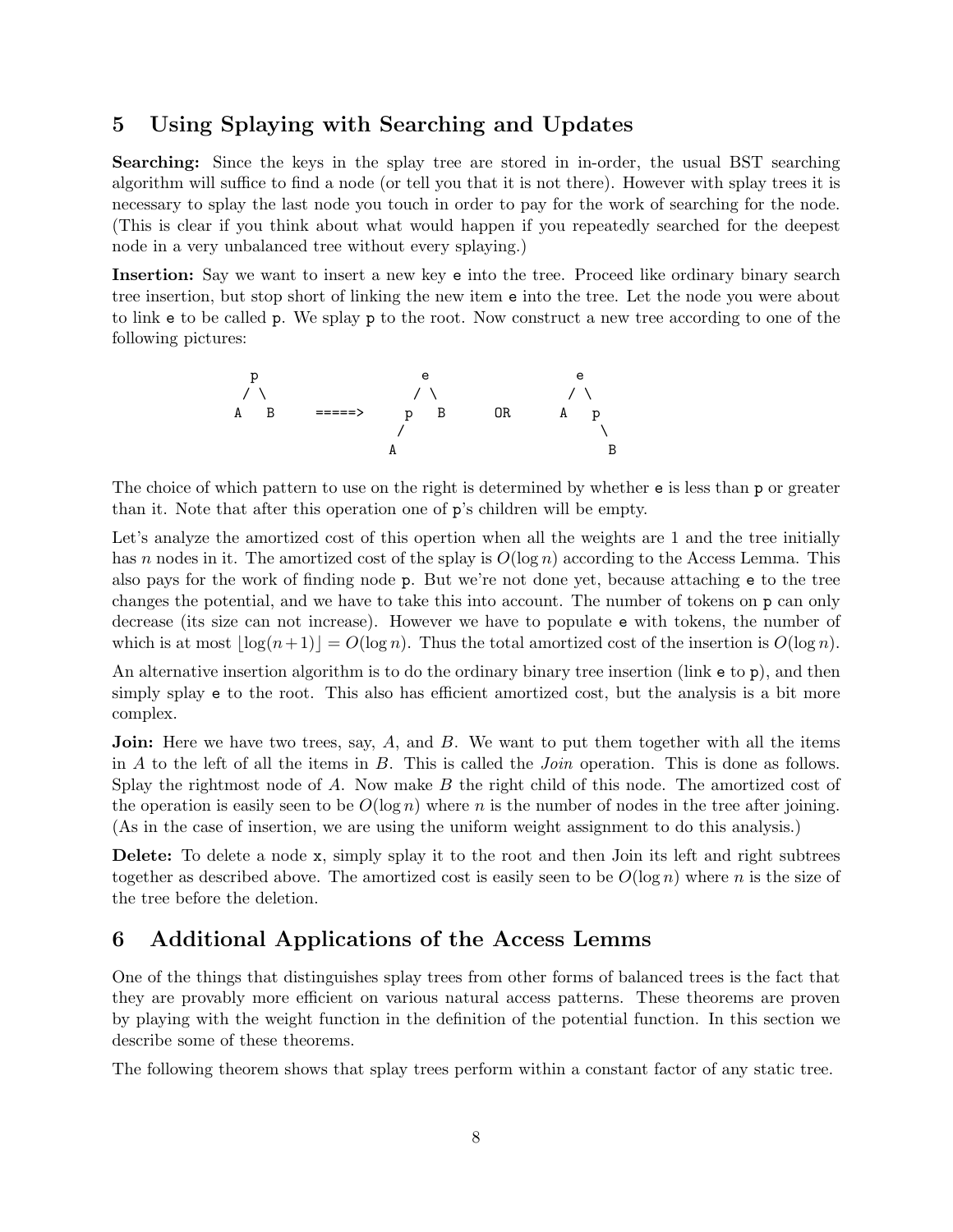## 5 Using Splaying with Searching and Updates

**Searching:** Since the keys in the splay tree are stored in in-order, the usual BST searching algorithm will suffice to find a node (or tell you that it is not there). However with splay trees it is necessary to splay the last node you touch in order to pay for the work of searching for the node. (This is clear if you think about what would happen if you repeatedly searched for the deepest node in a very unbalanced tree without every splaying.)

**Insertion:** Say we want to insert a new key `e` into the tree. Proceed like ordinary binary search tree insertion, but stop short of linking the new item `e` into the tree. Let the node you were about to link `e` to be called `p`. We splay `p` to the root. Now construct a new tree according to one of the following pictures:

```
     p                   e               e
    / \                 / \             / \
   A   B     =====>    p   B     OR    A   p
                      /                     \
                     A                       B
```

The choice of which pattern to use on the right is determined by whether `e` is less than `p` or greater than it. Note that after this operation one of `p`'s children will be empty.

Let's analyze the amortized cost of this opertion when all the weights are 1 and the tree initially has $n$ nodes in it. The amortized cost of the splay is $O(\log n)$ according to the Access Lemma. This also pays for the work of finding node `p`. But we're not done yet, because attaching `e` to the tree changes the potential, and we have to take this into account. The number of tokens on `p` can only decrease (its size can not increase). However we have to populate `e` with tokens, the number of which is at most $\lfloor \log(n+1) \rfloor = O(\log n)$. Thus the total amortized cost of the insertion is $O(\log n)$.

An alternative insertion algorithm is to do the ordinary binary tree insertion (link `e` to `p`), and then simply splay `e` to the root. This also has efficient amortized cost, but the analysis is a bit more complex.

**Join:** Here we have two trees, say, $A$, and $B$. We want to put them together with all the items in $A$ to the left of all the items in $B$. This is called the *Join* operation. This is done as follows. Splay the rightmost node of $A$. Now make $B$ the right child of this node. The amortized cost of the operation is easily seen to be $O(\log n)$ where $n$ is the number of nodes in the tree after joining. (As in the case of insertion, we are using the uniform weight assignment to do this analysis.)

**Delete:** To delete a node `x`, simply splay it to the root and then Join its left and right subtrees together as described above. The amortized cost is easily seen to be $O(\log n)$ where $n$ is the size of the tree before the deletion.

## 6 Additional Applications of the Access Lemms

One of the things that distinguishes splay trees from other forms of balanced trees is the fact that they are provably more efficient on various natural access patterns. These theorems are proven by playing with the weight function in the definition of the potential function. In this section we describe some of these theorems.

The following theorem shows that splay trees perform within a constant factor of any static tree.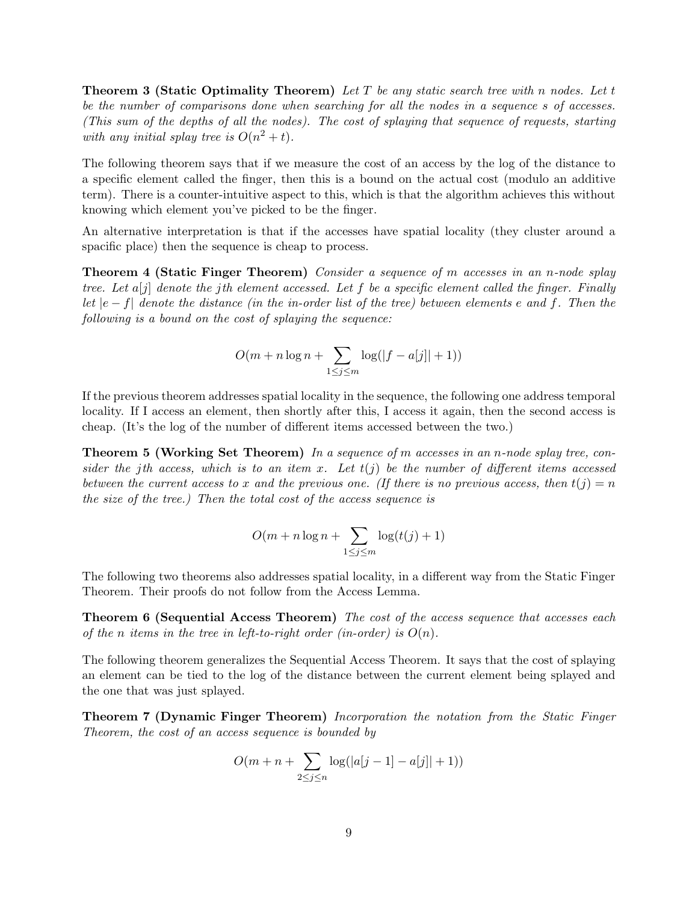**Theorem 3 (Static Optimality Theorem)** *Let $T$ be any static search tree with $n$ nodes. Let $t$ be the number of comparisons done when searching for all the nodes in a sequence $s$ of accesses. (This sum of the depths of all the nodes). The cost of splaying that sequence of requests, starting with any initial splay tree is $O(n^2 + t)$.*

The following theorem says that if we measure the cost of an access by the log of the distance to a specific element called the finger, then this is a bound on the actual cost (modulo an additive term). There is a counter-intuitive aspect to this, which is that the algorithm achieves this without knowing which element you've picked to be the finger.

An alternative interpretation is that if the accesses have spatial locality (they cluster around a spacific place) then the sequence is cheap to process.

**Theorem 4 (Static Finger Theorem)** *Consider a sequence of $m$ accesses in an $n$-node splay tree. Let $a[j]$ denote the $j$th element accessed. Let $f$ be a specific element called the finger. Finally let $|e - f|$ denote the distance (in the in-order list of the tree) between elements $e$ and $f$. Then the following is a bound on the cost of splaying the sequence:*

$$O(m + n \log n + \sum_{1 \leq j \leq m} \log(|f - a[j]| + 1))$$

If the previous theorem addresses spatial locality in the sequence, the following one address temporal locality. If I access an element, then shortly after this, I access it again, then the second access is cheap. (It's the log of the number of different items accessed between the two.)

**Theorem 5 (Working Set Theorem)** *In a sequence of $m$ accesses in an $n$-node splay tree, consider the $j$th access, which is to an item $x$. Let $t(j)$ be the number of different items accessed between the current access to $x$ and the previous one. (If there is no previous access, then $t(j) = n$ the size of the tree.) Then the total cost of the access sequence is*

$$O(m + n \log n + \sum_{1 \leq j \leq m} \log(t(j) + 1))$$

The following two theorems also addresses spatial locality, in a different way from the Static Finger Theorem. Their proofs do not follow from the Access Lemma.

**Theorem 6 (Sequential Access Theorem)** *The cost of the access sequence that accesses each of the $n$ items in the tree in left-to-right order (in-order) is $O(n)$.*

The following theorem generalizes the Sequential Access Theorem. It says that the cost of splaying an element can be tied to the log of the distance between the current element being splayed and the one that was just splayed.

**Theorem 7 (Dynamic Finger Theorem)** *Incorporation the notation from the Static Finger Theorem, the cost of an access sequence is bounded by*

$$O(m + n + \sum_{2 \leq j \leq n} \log(|a[j-1] - a[j]| + 1))$$